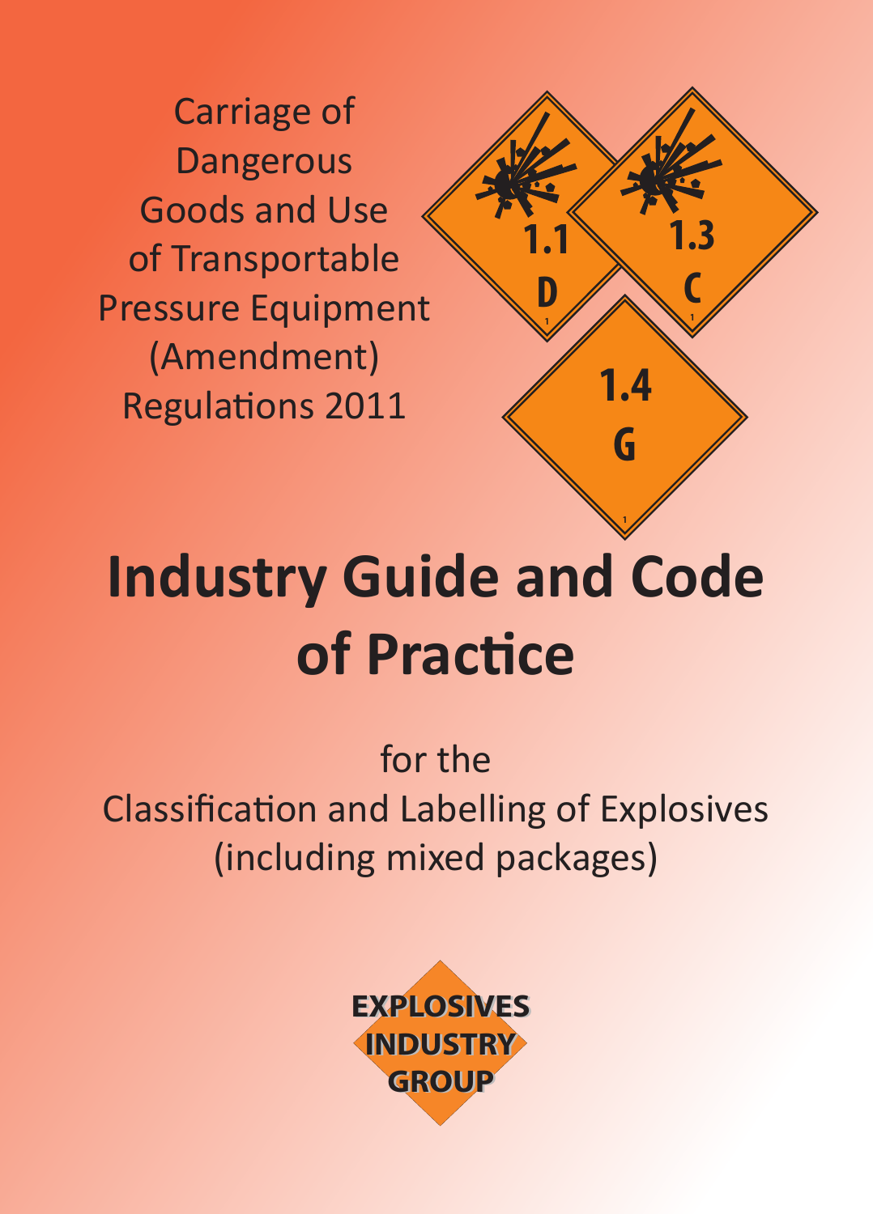Carriage of Dangerous Goods and Use of Transportable Pressure Equipment (Amendment) Regulations 2011

1.1 D

1.3 C

1.4 G

# Industry Guide and Code of Practice

for the
Classification and Labelling of Explosives
(including mixed packages)

EXPLOSIVES INDUSTRY GROUP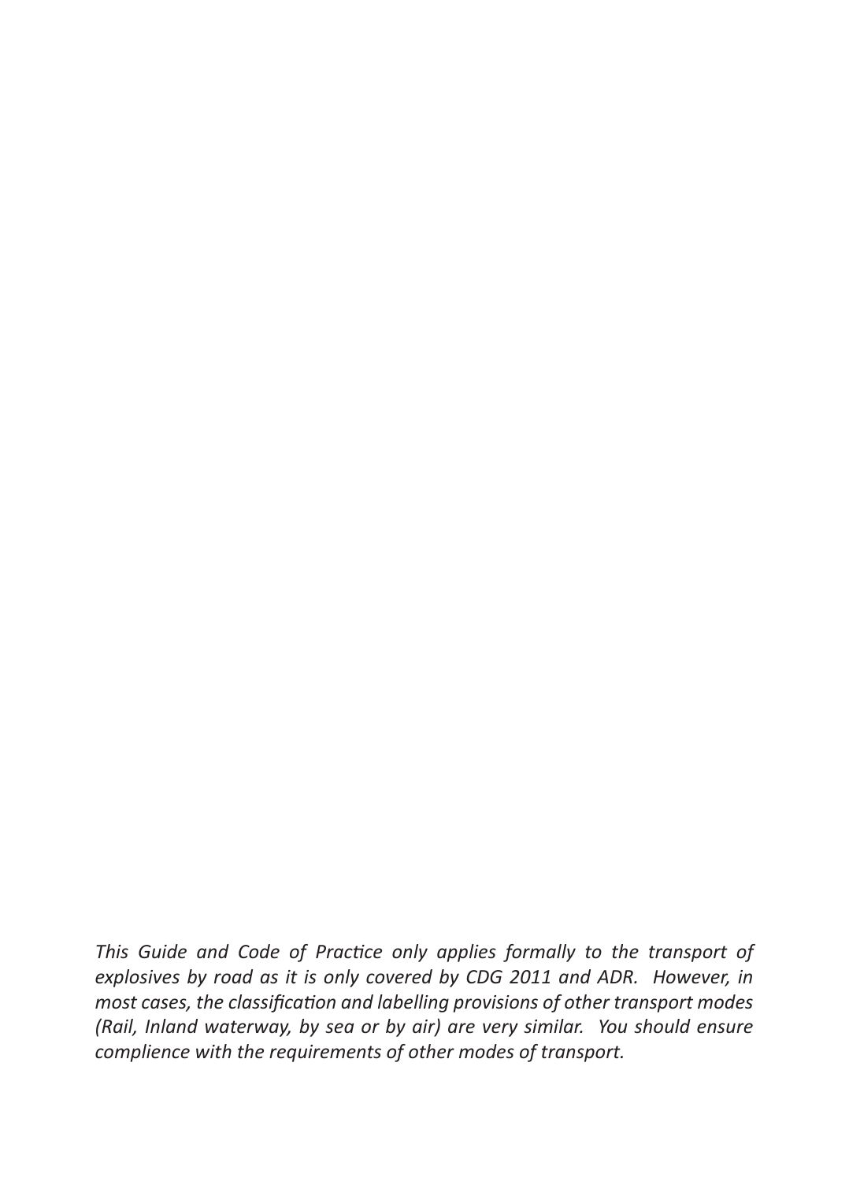*This Guide and Code of Practice only applies formally to the transport of explosives by road as it is only covered by CDG 2011 and ADR. However, in most cases, the classification and labelling provisions of other transport modes (Rail, Inland waterway, by sea or by air) are very similar. You should ensure complience with the requirements of other modes of transport.*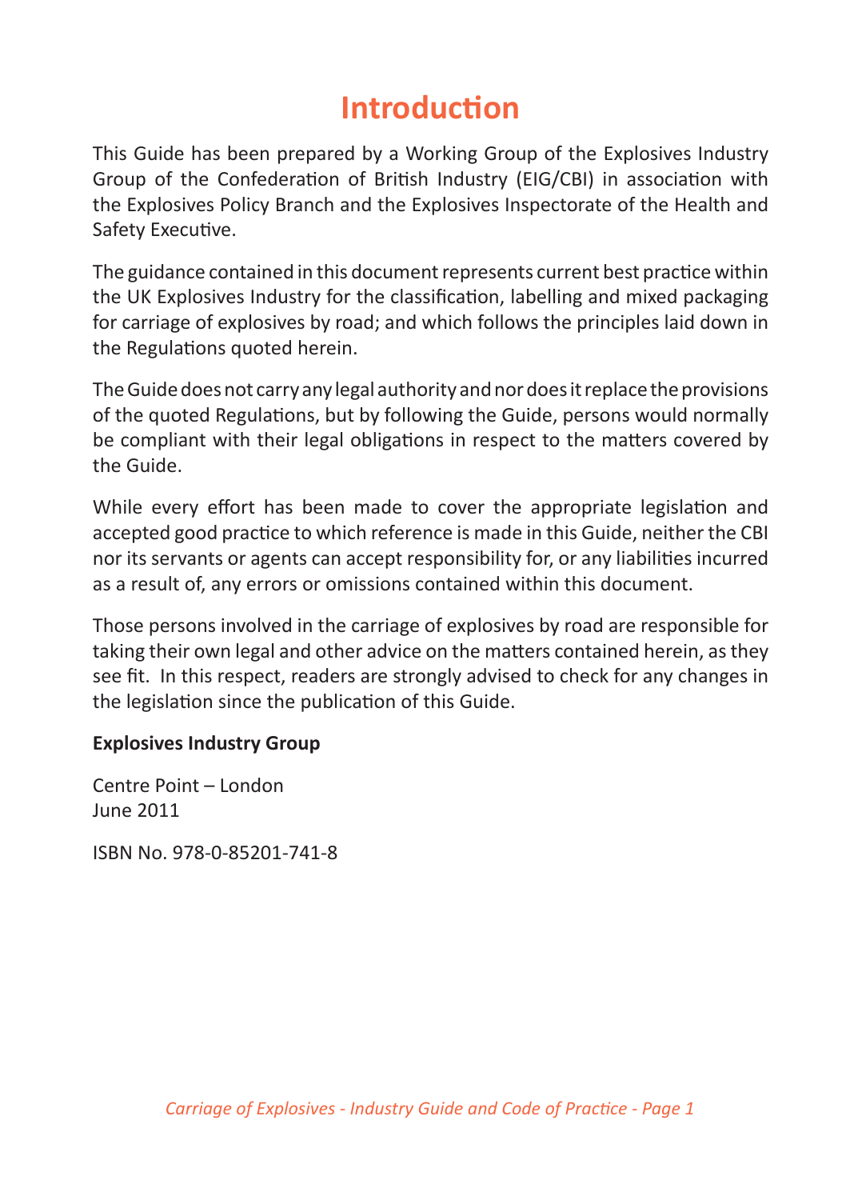# Introduction

This Guide has been prepared by a Working Group of the Explosives Industry Group of the Confederation of British Industry (EIG/CBI) in association with the Explosives Policy Branch and the Explosives Inspectorate of the Health and Safety Executive.

The guidance contained in this document represents current best practice within the UK Explosives Industry for the classification, labelling and mixed packaging for carriage of explosives by road; and which follows the principles laid down in the Regulations quoted herein.

The Guide does not carry any legal authority and nor does it replace the provisions of the quoted Regulations, but by following the Guide, persons would normally be compliant with their legal obligations in respect to the matters covered by the Guide.

While every effort has been made to cover the appropriate legislation and accepted good practice to which reference is made in this Guide, neither the CBI nor its servants or agents can accept responsibility for, or any liabilities incurred as a result of, any errors or omissions contained within this document.

Those persons involved in the carriage of explosives by road are responsible for taking their own legal and other advice on the matters contained herein, as they see fit. In this respect, readers are strongly advised to check for any changes in the legislation since the publication of this Guide.

**Explosives Industry Group**

Centre Point – London
June 2011

ISBN No. 978-0-85201-741-8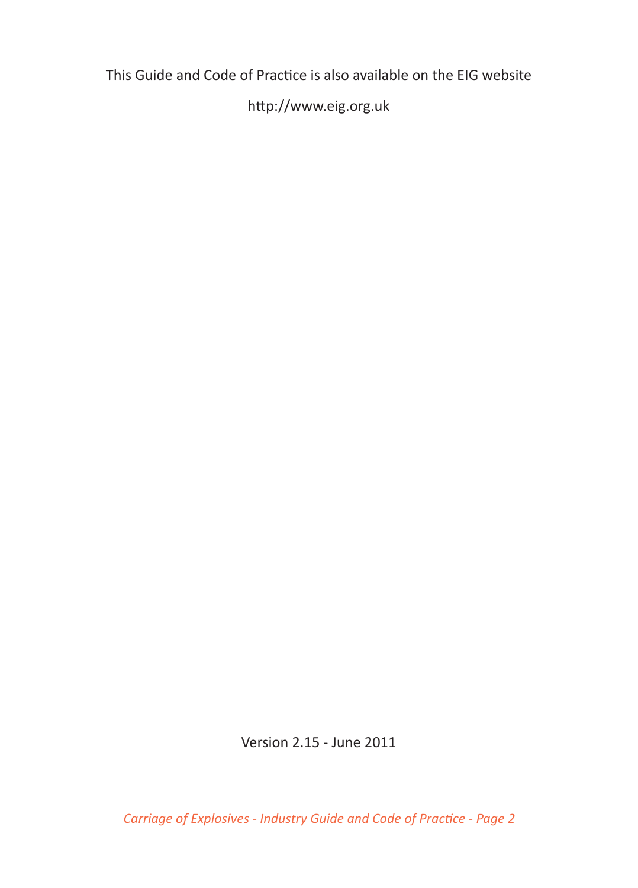This Guide and Code of Practice is also available on the EIG website

http://www.eig.org.uk

Version 2.15 - June 2011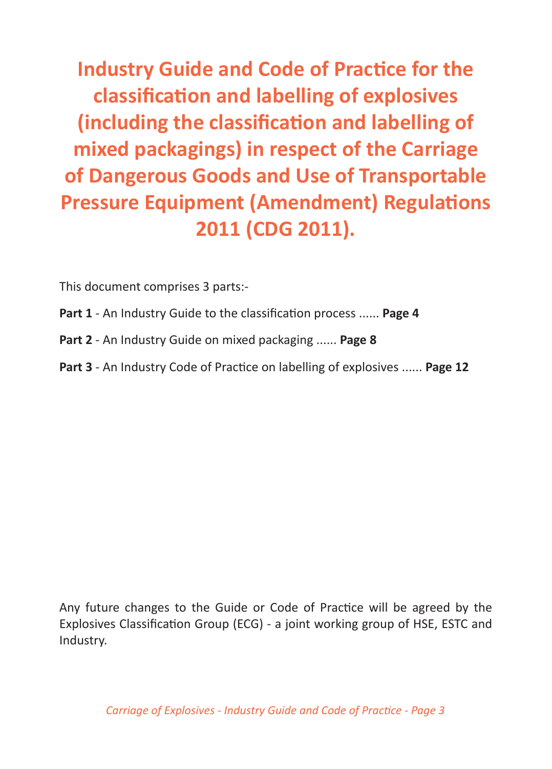# Industry Guide and Code of Practice for the classification and labelling of explosives (including the classification and labelling of mixed packagings) in respect of the Carriage of Dangerous Goods and Use of Transportable Pressure Equipment (Amendment) Regulations 2011 (CDG 2011).

This document comprises 3 parts:-

**Part 1** - An Industry Guide to the classification process ...... **Page 4**

**Part 2** - An Industry Guide on mixed packaging ...... **Page 8**

**Part 3** - An Industry Code of Practice on labelling of explosives ...... **Page 12**

Any future changes to the Guide or Code of Practice will be agreed by the Explosives Classification Group (ECG) - a joint working group of HSE, ESTC and Industry.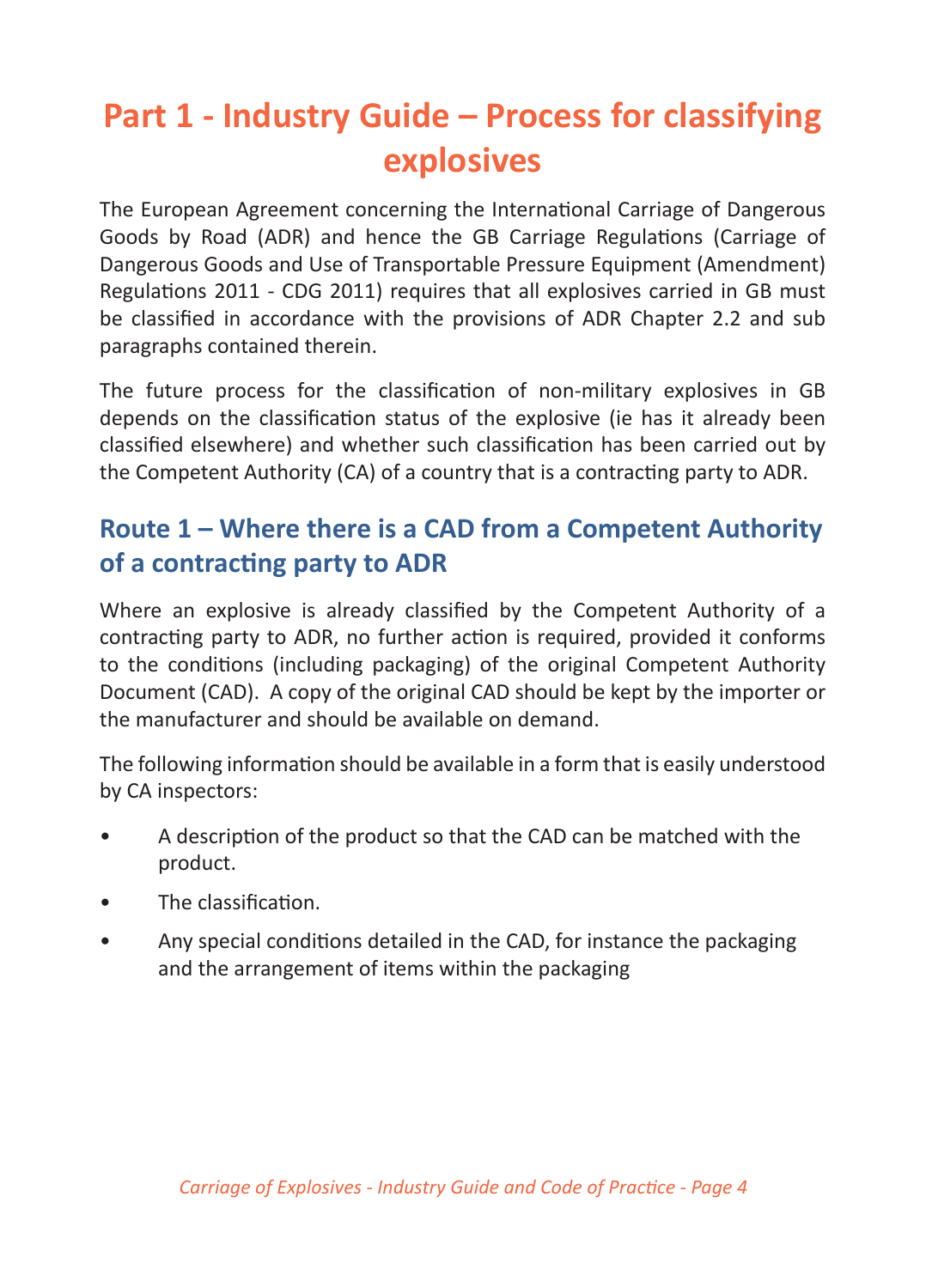# Part 1 - Industry Guide – Process for classifying explosives

The European Agreement concerning the International Carriage of Dangerous Goods by Road (ADR) and hence the GB Carriage Regulations (Carriage of Dangerous Goods and Use of Transportable Pressure Equipment (Amendment) Regulations 2011 - CDG 2011) requires that all explosives carried in GB must be classified in accordance with the provisions of ADR Chapter 2.2 and sub paragraphs contained therein.

The future process for the classification of non-military explosives in GB depends on the classification status of the explosive (ie has it already been classified elsewhere) and whether such classification has been carried out by the Competent Authority (CA) of a country that is a contracting party to ADR.

## Route 1 – Where there is a CAD from a Competent Authority of a contracting party to ADR

Where an explosive is already classified by the Competent Authority of a contracting party to ADR, no further action is required, provided it conforms to the conditions (including packaging) of the original Competent Authority Document (CAD). A copy of the original CAD should be kept by the importer or the manufacturer and should be available on demand.

The following information should be available in a form that is easily understood by CA inspectors:

- A description of the product so that the CAD can be matched with the product.
- The classification.
- Any special conditions detailed in the CAD, for instance the packaging and the arrangement of items within the packaging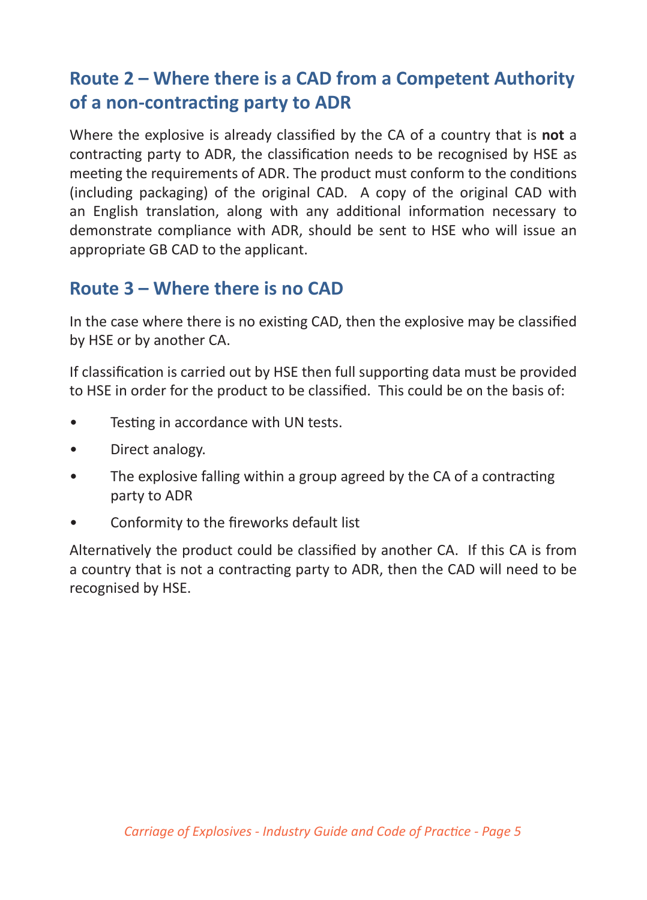## Route 2 – Where there is a CAD from a Competent Authority of a non-contracting party to ADR

Where the explosive is already classified by the CA of a country that is **not** a contracting party to ADR, the classification needs to be recognised by HSE as meeting the requirements of ADR. The product must conform to the conditions (including packaging) of the original CAD. A copy of the original CAD with an English translation, along with any additional information necessary to demonstrate compliance with ADR, should be sent to HSE who will issue an appropriate GB CAD to the applicant.

## Route 3 – Where there is no CAD

In the case where there is no existing CAD, then the explosive may be classified by HSE or by another CA.

If classification is carried out by HSE then full supporting data must be provided to HSE in order for the product to be classified. This could be on the basis of:

- Testing in accordance with UN tests.
- Direct analogy.
- The explosive falling within a group agreed by the CA of a contracting party to ADR
- Conformity to the fireworks default list

Alternatively the product could be classified by another CA. If this CA is from a country that is not a contracting party to ADR, then the CAD will need to be recognised by HSE.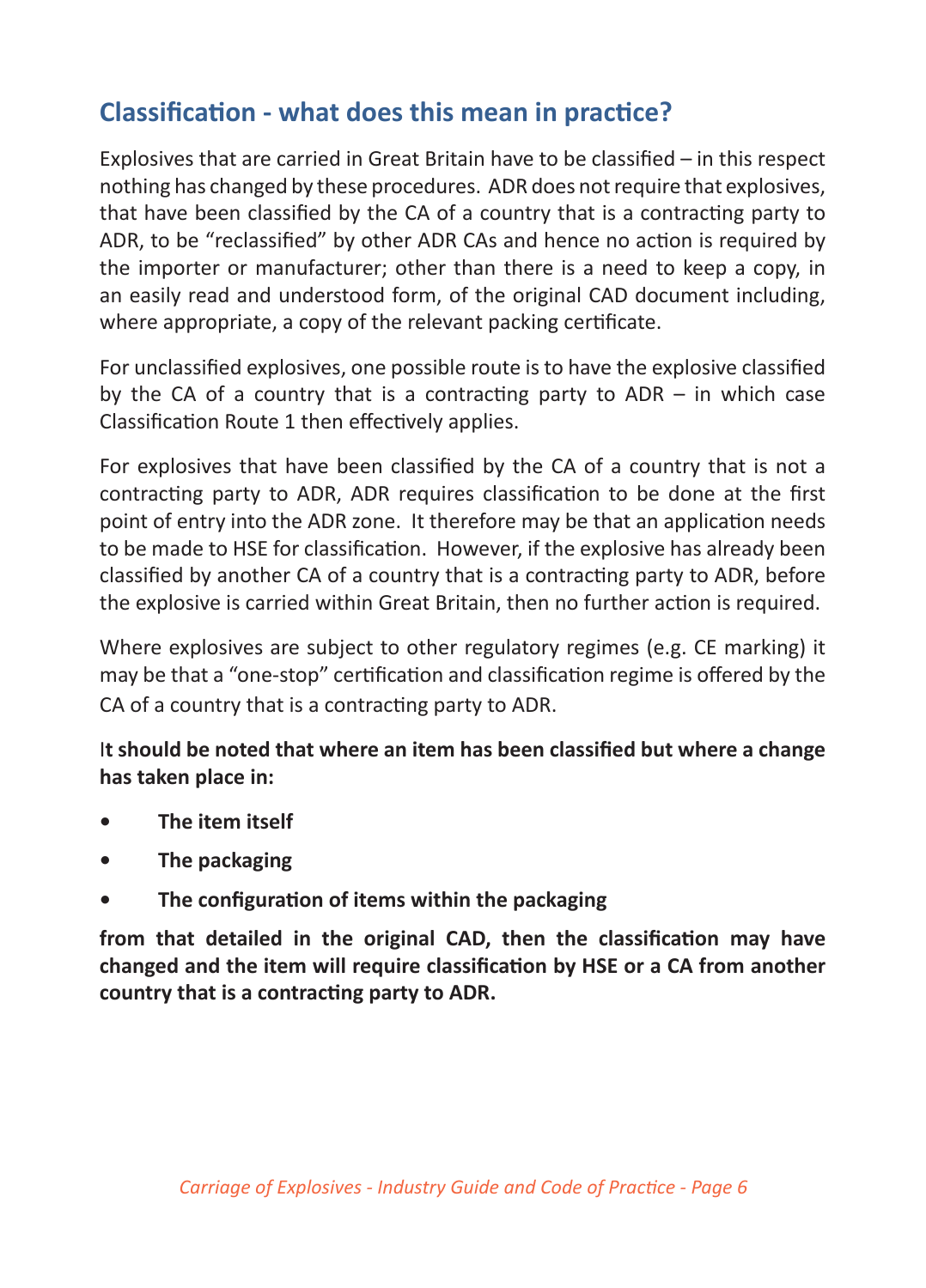## Classification - what does this mean in practice?

Explosives that are carried in Great Britain have to be classified – in this respect nothing has changed by these procedures. ADR does not require that explosives, that have been classified by the CA of a country that is a contracting party to ADR, to be "reclassified" by other ADR CAs and hence no action is required by the importer or manufacturer; other than there is a need to keep a copy, in an easily read and understood form, of the original CAD document including, where appropriate, a copy of the relevant packing certificate.

For unclassified explosives, one possible route is to have the explosive classified by the CA of a country that is a contracting party to ADR – in which case Classification Route 1 then effectively applies.

For explosives that have been classified by the CA of a country that is not a contracting party to ADR, ADR requires classification to be done at the first point of entry into the ADR zone. It therefore may be that an application needs to be made to HSE for classification. However, if the explosive has already been classified by another CA of a country that is a contracting party to ADR, before the explosive is carried within Great Britain, then no further action is required.

Where explosives are subject to other regulatory regimes (e.g. CE marking) it may be that a "one-stop" certification and classification regime is offered by the CA of a country that is a contracting party to ADR.

**It should be noted that where an item has been classified but where a change has taken place in:**

- **The item itself**
- **The packaging**
- **The configuration of items within the packaging**

**from that detailed in the original CAD, then the classification may have changed and the item will require classification by HSE or a CA from another country that is a contracting party to ADR.**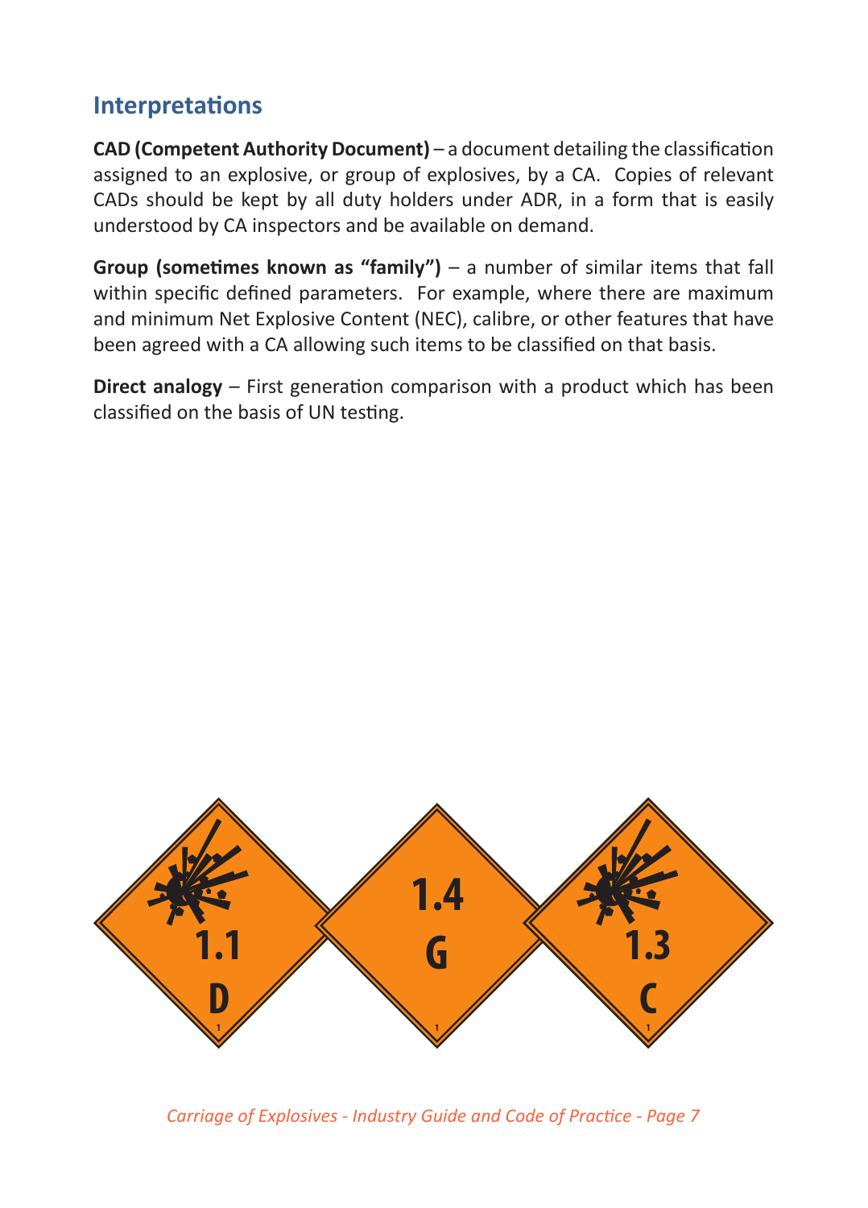## Interpretations

**CAD (Competent Authority Document)** – a document detailing the classification assigned to an explosive, or group of explosives, by a CA. Copies of relevant CADs should be kept by all duty holders under ADR, in a form that is easily understood by CA inspectors and be available on demand.

**Group (sometimes known as "family")** – a number of similar items that fall within specific defined parameters. For example, where there are maximum and minimum Net Explosive Content (NEC), calibre, or other features that have been agreed with a CA allowing such items to be classified on that basis.

**Direct analogy** – First generation comparison with a product which has been classified on the basis of UN testing.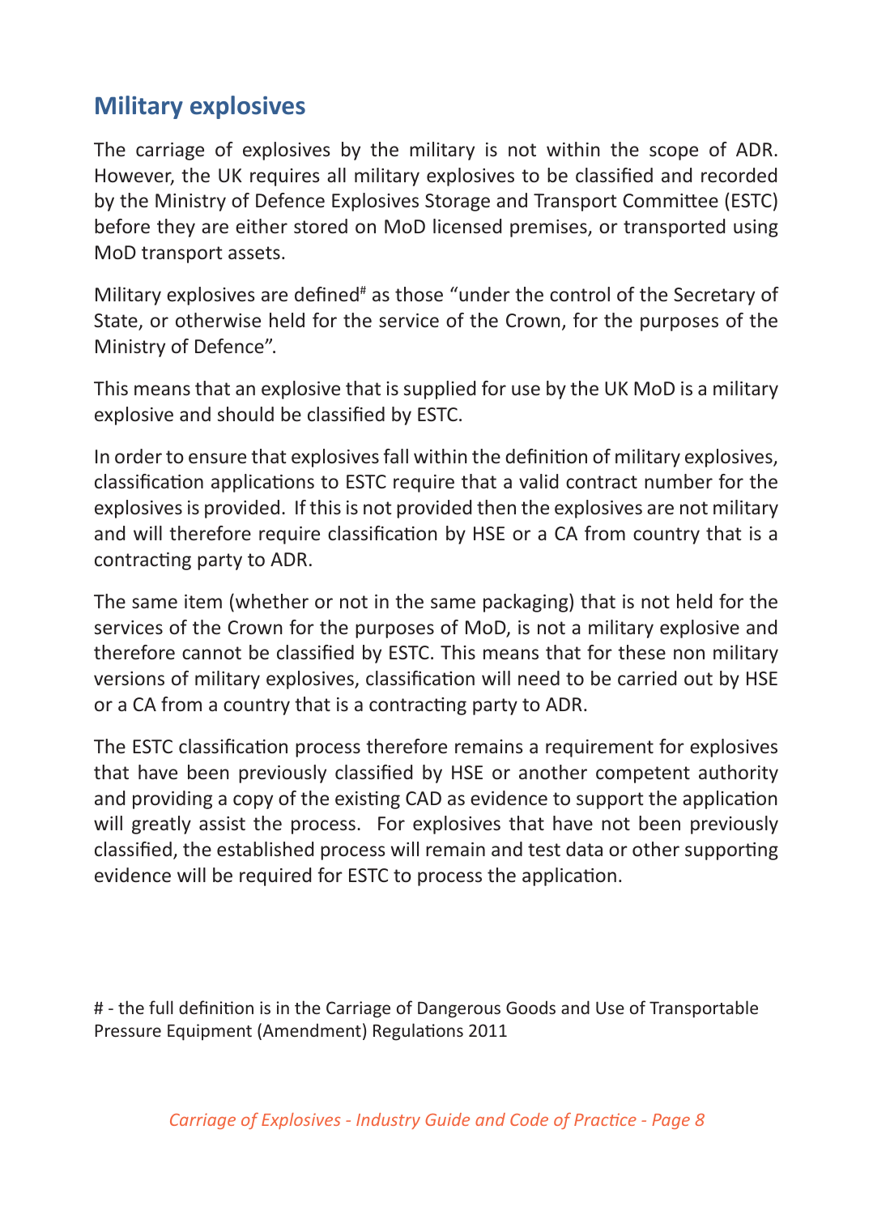## Military explosives

The carriage of explosives by the military is not within the scope of ADR. However, the UK requires all military explosives to be classified and recorded by the Ministry of Defence Explosives Storage and Transport Committee (ESTC) before they are either stored on MoD licensed premises, or transported using MoD transport assets.

Military explosives are defined[#] as those "under the control of the Secretary of State, or otherwise held for the service of the Crown, for the purposes of the Ministry of Defence".

This means that an explosive that is supplied for use by the UK MoD is a military explosive and should be classified by ESTC.

In order to ensure that explosives fall within the definition of military explosives, classification applications to ESTC require that a valid contract number for the explosives is provided. If this is not provided then the explosives are not military and will therefore require classification by HSE or a CA from country that is a contracting party to ADR.

The same item (whether or not in the same packaging) that is not held for the services of the Crown for the purposes of MoD, is not a military explosive and therefore cannot be classified by ESTC. This means that for these non military versions of military explosives, classification will need to be carried out by HSE or a CA from a country that is a contracting party to ADR.

The ESTC classification process therefore remains a requirement for explosives that have been previously classified by HSE or another competent authority and providing a copy of the existing CAD as evidence to support the application will greatly assist the process. For explosives that have not been previously classified, the established process will remain and test data or other supporting evidence will be required for ESTC to process the application.

# - the full definition is in the Carriage of Dangerous Goods and Use of Transportable Pressure Equipment (Amendment) Regulations 2011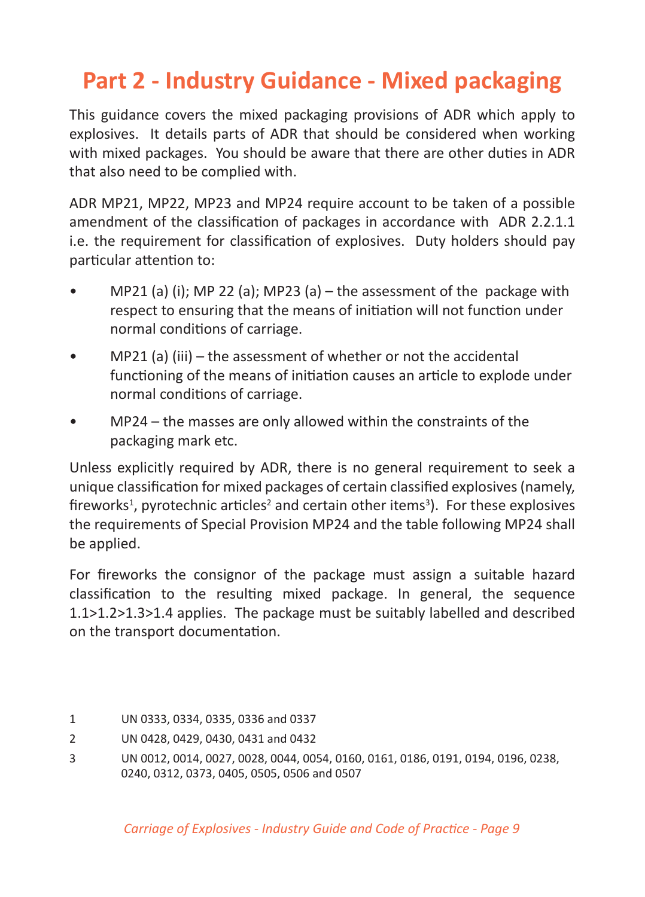# Part 2 - Industry Guidance - Mixed packaging

This guidance covers the mixed packaging provisions of ADR which apply to explosives. It details parts of ADR that should be considered when working with mixed packages. You should be aware that there are other duties in ADR that also need to be complied with.

ADR MP21, MP22, MP23 and MP24 require account to be taken of a possible amendment of the classification of packages in accordance with ADR 2.2.1.1 i.e. the requirement for classification of explosives. Duty holders should pay particular attention to:

- MP21 (a) (i); MP 22 (a); MP23 (a) – the assessment of the package with respect to ensuring that the means of initiation will not function under normal conditions of carriage.
- MP21 (a) (iii) – the assessment of whether or not the accidental functioning of the means of initiation causes an article to explode under normal conditions of carriage.
- MP24 – the masses are only allowed within the constraints of the packaging mark etc.

Unless explicitly required by ADR, there is no general requirement to seek a unique classification for mixed packages of certain classified explosives (namely, fireworks[1], pyrotechnic articles[2] and certain other items[3]). For these explosives the requirements of Special Provision MP24 and the table following MP24 shall be applied.

For fireworks the consignor of the package must assign a suitable hazard classification to the resulting mixed package. In general, the sequence 1.1>1.2>1.3>1.4 applies. The package must be suitably labelled and described on the transport documentation.

1 UN 0333, 0334, 0335, 0336 and 0337

2 UN 0428, 0429, 0430, 0431 and 0432

3 UN 0012, 0014, 0027, 0028, 0044, 0054, 0160, 0161, 0186, 0191, 0194, 0196, 0238, 0240, 0312, 0373, 0405, 0505, 0506 and 0507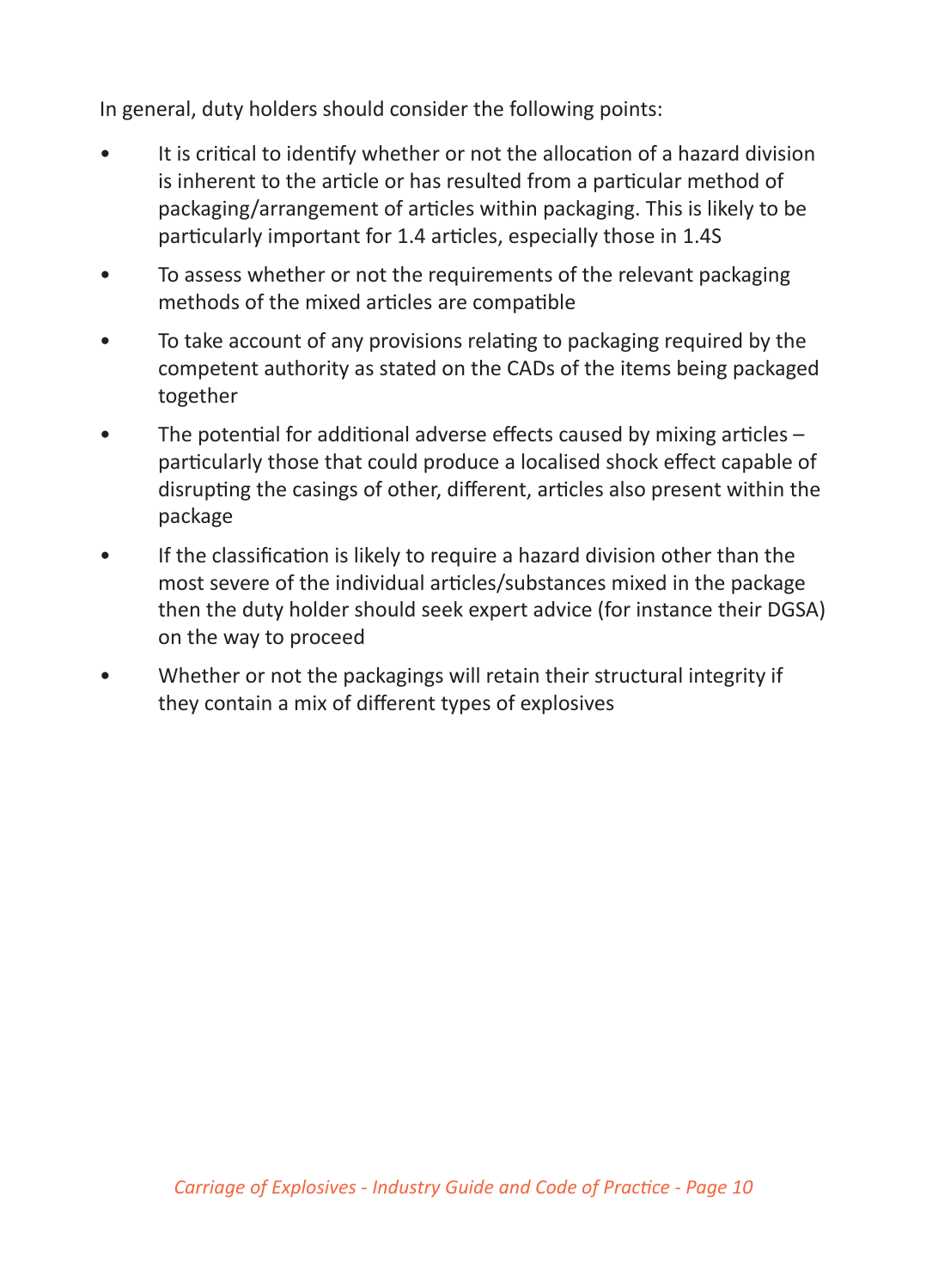In general, duty holders should consider the following points:

- It is critical to identify whether or not the allocation of a hazard division is inherent to the article or has resulted from a particular method of packaging/arrangement of articles within packaging. This is likely to be particularly important for 1.4 articles, especially those in 1.4S
- To assess whether or not the requirements of the relevant packaging methods of the mixed articles are compatible
- To take account of any provisions relating to packaging required by the competent authority as stated on the CADs of the items being packaged together
- The potential for additional adverse effects caused by mixing articles – particularly those that could produce a localised shock effect capable of disrupting the casings of other, different, articles also present within the package
- If the classification is likely to require a hazard division other than the most severe of the individual articles/substances mixed in the package then the duty holder should seek expert advice (for instance their DGSA) on the way to proceed
- Whether or not the packagings will retain their structural integrity if they contain a mix of different types of explosives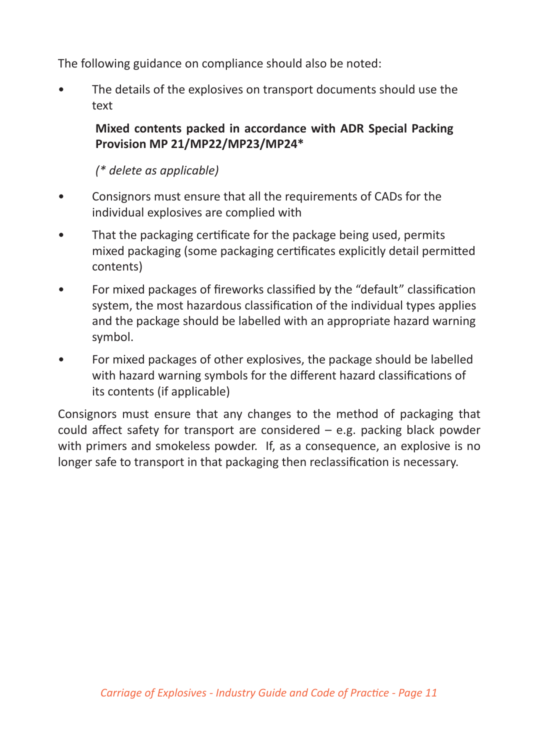The following guidance on compliance should also be noted:

- The details of the explosives on transport documents should use the text

  **Mixed contents packed in accordance with ADR Special Packing Provision MP 21/MP22/MP23/MP24***

  *(* delete as applicable)*

- Consignors must ensure that all the requirements of CADs for the individual explosives are complied with
- That the packaging certificate for the package being used, permits mixed packaging (some packaging certificates explicitly detail permitted contents)
- For mixed packages of fireworks classified by the "default" classification system, the most hazardous classification of the individual types applies and the package should be labelled with an appropriate hazard warning symbol.
- For mixed packages of other explosives, the package should be labelled with hazard warning symbols for the different hazard classifications of its contents (if applicable)

Consignors must ensure that any changes to the method of packaging that could affect safety for transport are considered – e.g. packing black powder with primers and smokeless powder. If, as a consequence, an explosive is no longer safe to transport in that packaging then reclassification is necessary.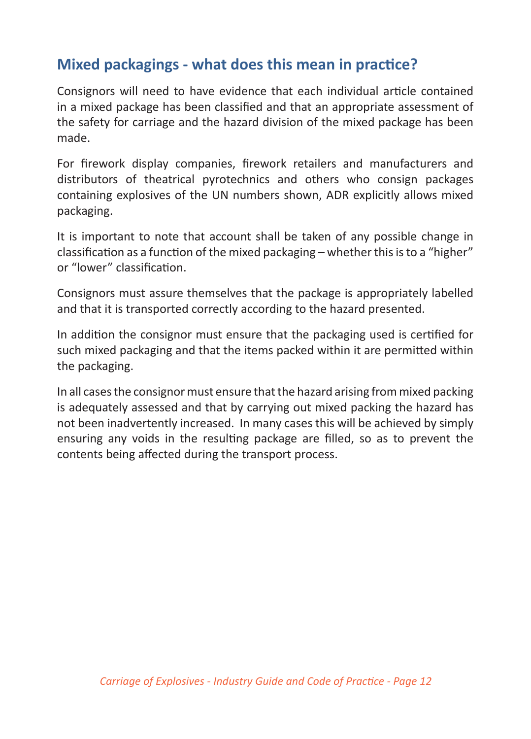## Mixed packagings - what does this mean in practice?

Consignors will need to have evidence that each individual article contained in a mixed package has been classified and that an appropriate assessment of the safety for carriage and the hazard division of the mixed package has been made.

For firework display companies, firework retailers and manufacturers and distributors of theatrical pyrotechnics and others who consign packages containing explosives of the UN numbers shown, ADR explicitly allows mixed packaging.

It is important to note that account shall be taken of any possible change in classification as a function of the mixed packaging – whether this is to a "higher" or "lower" classification.

Consignors must assure themselves that the package is appropriately labelled and that it is transported correctly according to the hazard presented.

In addition the consignor must ensure that the packaging used is certified for such mixed packaging and that the items packed within it are permitted within the packaging.

In all cases the consignor must ensure that the hazard arising from mixed packing is adequately assessed and that by carrying out mixed packing the hazard has not been inadvertently increased. In many cases this will be achieved by simply ensuring any voids in the resulting package are filled, so as to prevent the contents being affected during the transport process.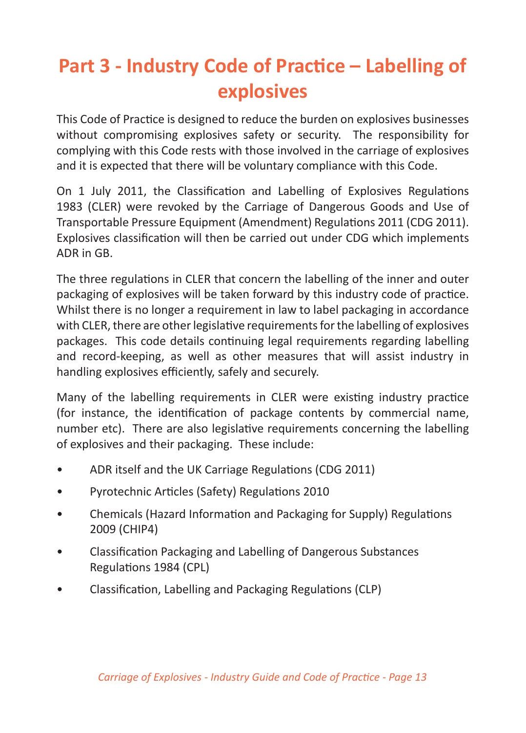# Part 3 - Industry Code of Practice – Labelling of explosives

This Code of Practice is designed to reduce the burden on explosives businesses without compromising explosives safety or security. The responsibility for complying with this Code rests with those involved in the carriage of explosives and it is expected that there will be voluntary compliance with this Code.

On 1 July 2011, the Classification and Labelling of Explosives Regulations 1983 (CLER) were revoked by the Carriage of Dangerous Goods and Use of Transportable Pressure Equipment (Amendment) Regulations 2011 (CDG 2011). Explosives classification will then be carried out under CDG which implements ADR in GB.

The three regulations in CLER that concern the labelling of the inner and outer packaging of explosives will be taken forward by this industry code of practice. Whilst there is no longer a requirement in law to label packaging in accordance with CLER, there are other legislative requirements for the labelling of explosives packages. This code details continuing legal requirements regarding labelling and record-keeping, as well as other measures that will assist industry in handling explosives efficiently, safely and securely.

Many of the labelling requirements in CLER were existing industry practice (for instance, the identification of package contents by commercial name, number etc). There are also legislative requirements concerning the labelling of explosives and their packaging. These include:

- ADR itself and the UK Carriage Regulations (CDG 2011)
- Pyrotechnic Articles (Safety) Regulations 2010
- Chemicals (Hazard Information and Packaging for Supply) Regulations 2009 (CHIP4)
- Classification Packaging and Labelling of Dangerous Substances Regulations 1984 (CPL)
- Classification, Labelling and Packaging Regulations (CLP)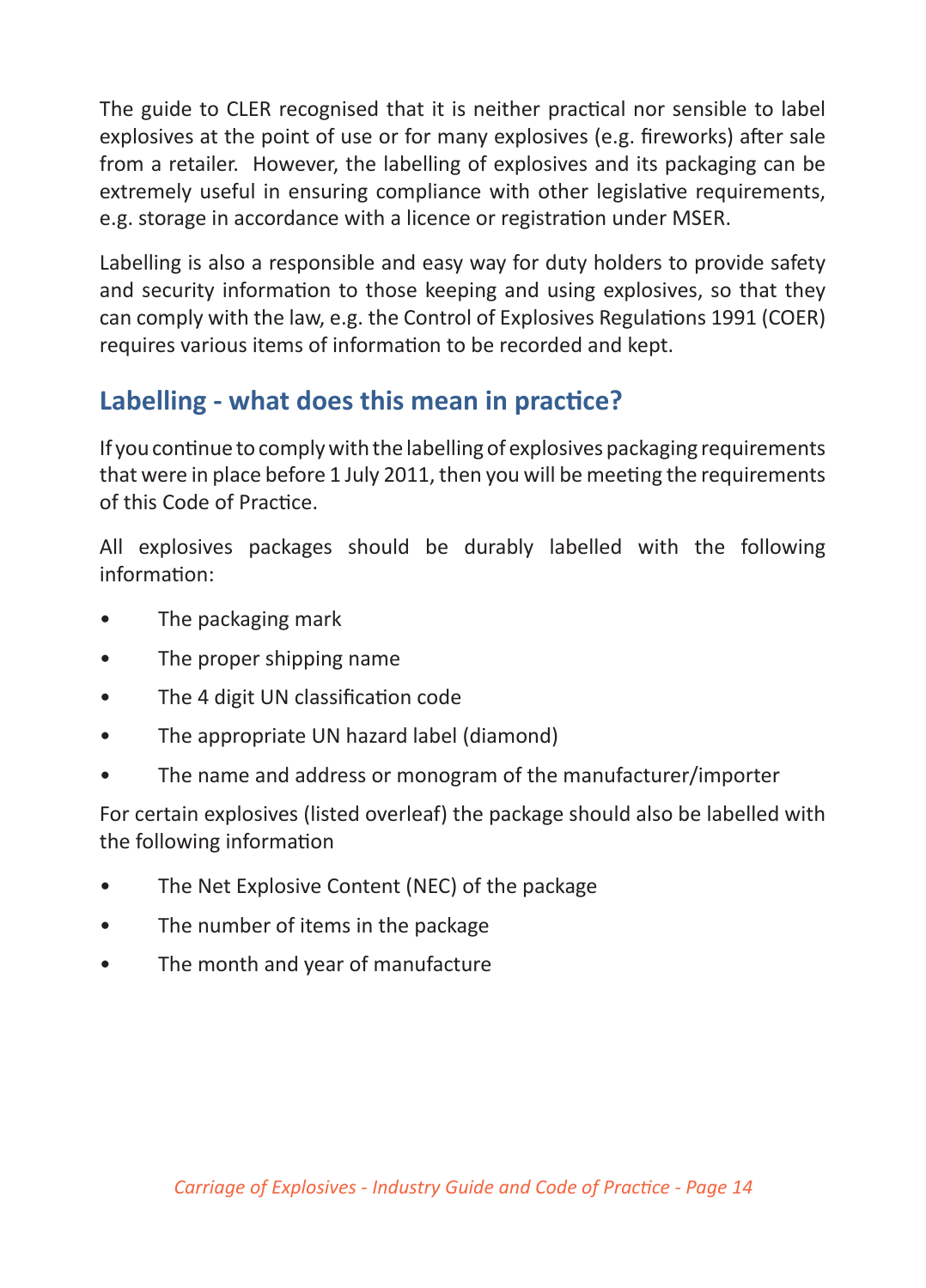The guide to CLER recognised that it is neither practical nor sensible to label explosives at the point of use or for many explosives (e.g. fireworks) after sale from a retailer. However, the labelling of explosives and its packaging can be extremely useful in ensuring compliance with other legislative requirements, e.g. storage in accordance with a licence or registration under MSER.

Labelling is also a responsible and easy way for duty holders to provide safety and security information to those keeping and using explosives, so that they can comply with the law, e.g. the Control of Explosives Regulations 1991 (COER) requires various items of information to be recorded and kept.

## Labelling - what does this mean in practice?

If you continue to comply with the labelling of explosives packaging requirements that were in place before 1 July 2011, then you will be meeting the requirements of this Code of Practice.

All explosives packages should be durably labelled with the following information:

- The packaging mark
- The proper shipping name
- The 4 digit UN classification code
- The appropriate UN hazard label (diamond)
- The name and address or monogram of the manufacturer/importer

For certain explosives (listed overleaf) the package should also be labelled with the following information

- The Net Explosive Content (NEC) of the package
- The number of items in the package
- The month and year of manufacture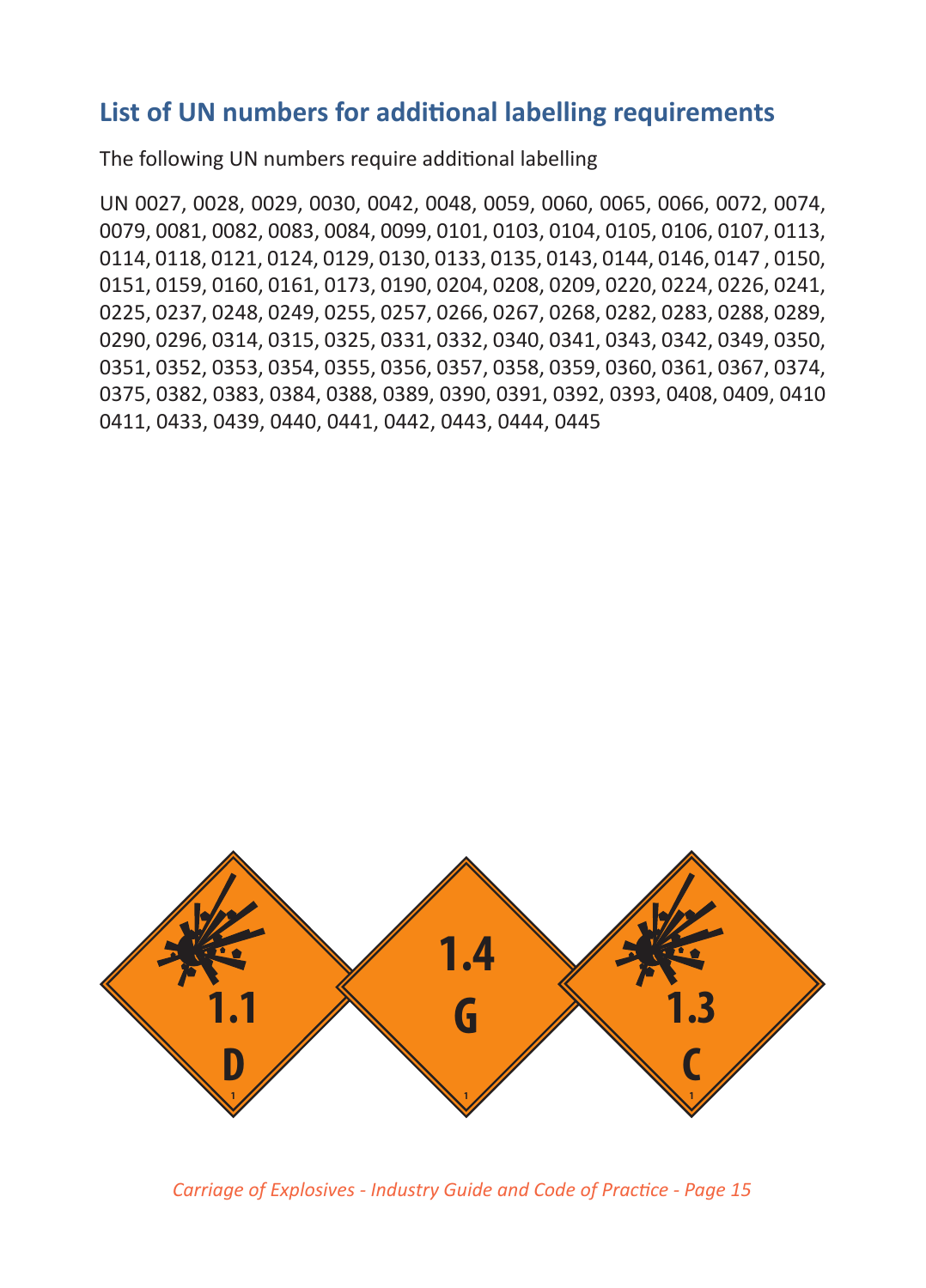## List of UN numbers for additional labelling requirements

The following UN numbers require additional labelling

UN 0027, 0028, 0029, 0030, 0042, 0048, 0059, 0060, 0065, 0066, 0072, 0074, 0079, 0081, 0082, 0083, 0084, 0099, 0101, 0103, 0104, 0105, 0106, 0107, 0113, 0114, 0118, 0121, 0124, 0129, 0130, 0133, 0135, 0143, 0144, 0146, 0147 , 0150, 0151, 0159, 0160, 0161, 0173, 0190, 0204, 0208, 0209, 0220, 0224, 0226, 0241, 0225, 0237, 0248, 0249, 0255, 0257, 0266, 0267, 0268, 0282, 0283, 0288, 0289, 0290, 0296, 0314, 0315, 0325, 0331, 0332, 0340, 0341, 0343, 0342, 0349, 0350, 0351, 0352, 0353, 0354, 0355, 0356, 0357, 0358, 0359, 0360, 0361, 0367, 0374, 0375, 0382, 0383, 0384, 0388, 0389, 0390, 0391, 0392, 0393, 0408, 0409, 0410 0411, 0433, 0439, 0440, 0441, 0442, 0443, 0444, 0445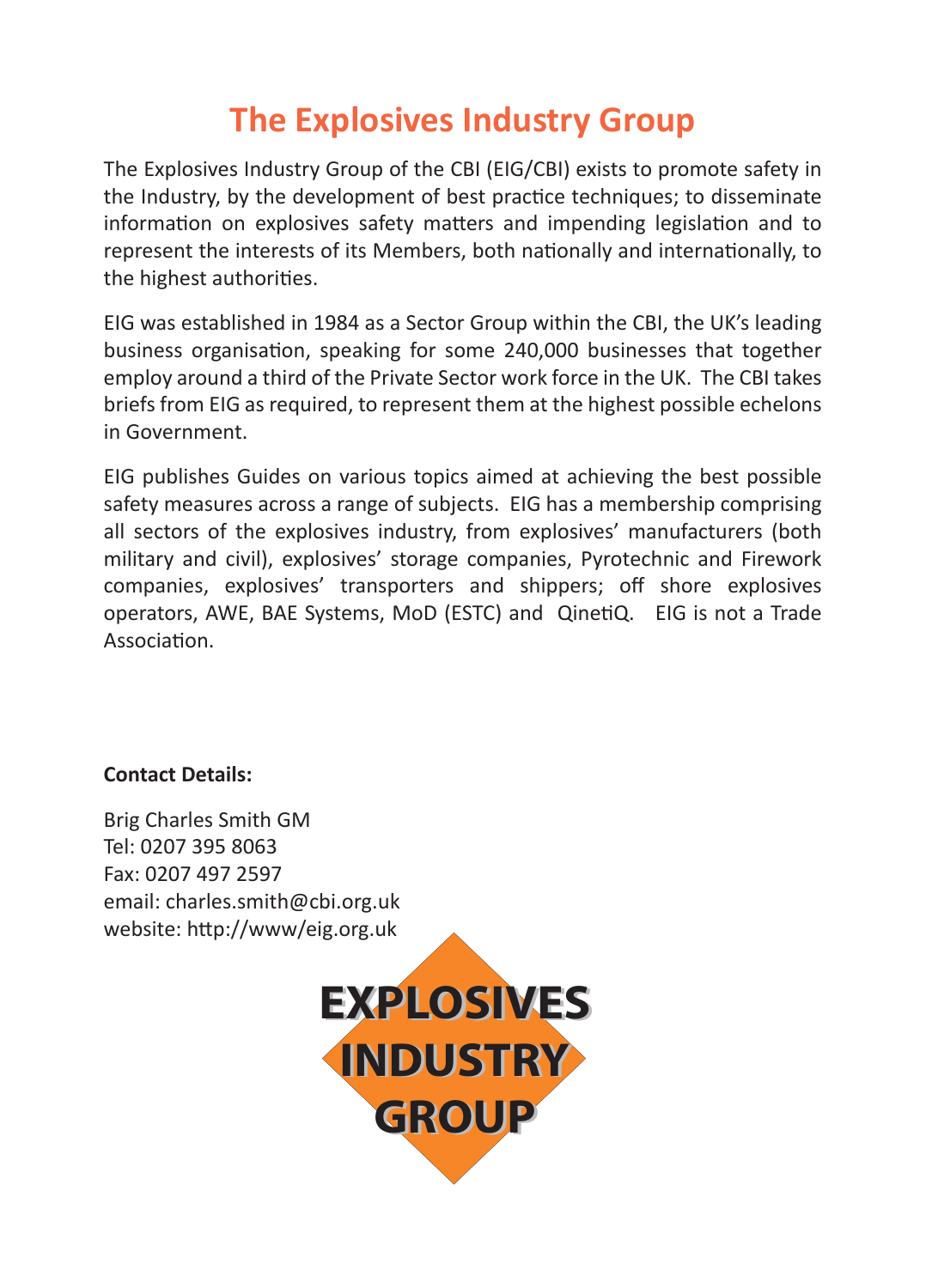# The Explosives Industry Group

The Explosives Industry Group of the CBI (EIG/CBI) exists to promote safety in the Industry, by the development of best practice techniques; to disseminate information on explosives safety matters and impending legislation and to represent the interests of its Members, both nationally and internationally, to the highest authorities.

EIG was established in 1984 as a Sector Group within the CBI, the UK's leading business organisation, speaking for some 240,000 businesses that together employ around a third of the Private Sector work force in the UK. The CBI takes briefs from EIG as required, to represent them at the highest possible echelons in Government.

EIG publishes Guides on various topics aimed at achieving the best possible safety measures across a range of subjects. EIG has a membership comprising all sectors of the explosives industry, from explosives' manufacturers (both military and civil), explosives' storage companies, Pyrotechnic and Firework companies, explosives' transporters and shippers; off shore explosives operators, AWE, BAE Systems, MoD (ESTC) and QinetiQ. EIG is not a Trade Association.

**Contact Details:**

Brig Charles Smith GM
Tel: 0207 395 8063
Fax: 0207 497 2597
email: charles.smith@cbi.org.uk
website: http://www/eig.org.uk

EXPLOSIVES
INDUSTRY
GROUP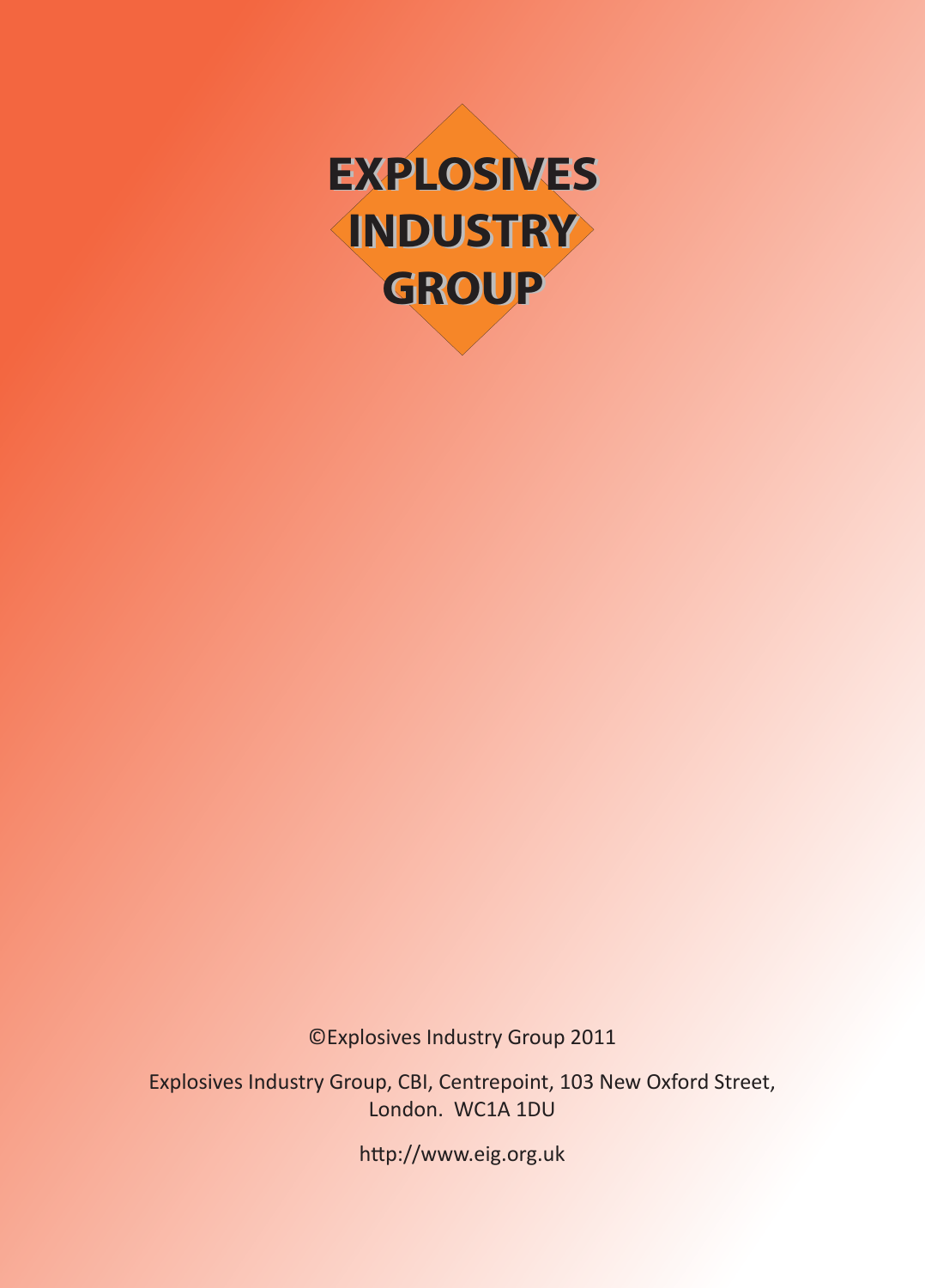**EXPLOSIVES INDUSTRY GROUP**

©Explosives Industry Group 2011

Explosives Industry Group, CBI, Centrepoint, 103 New Oxford Street, London. WC1A 1DU

http://www.eig.org.uk